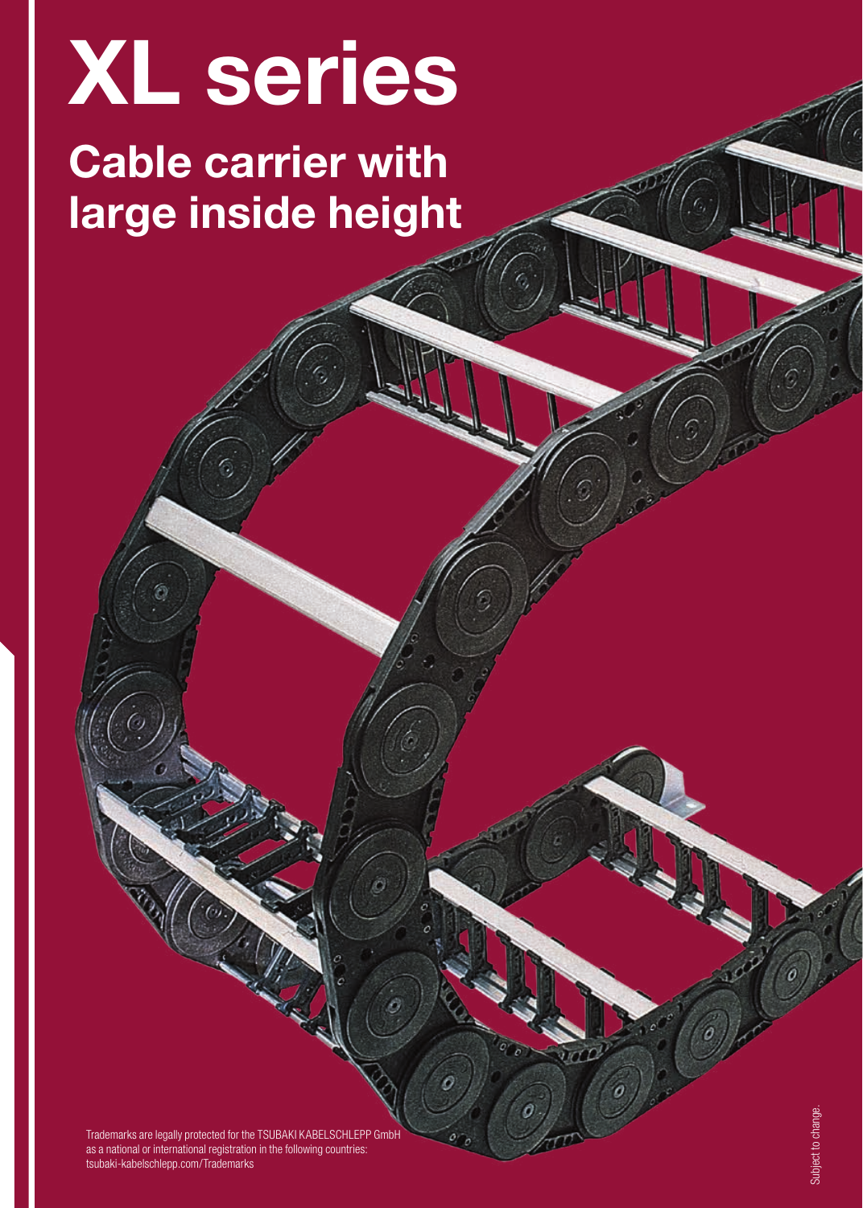# XL series

## Cable carrier with large inside height

Trademarks are legally protected for the TSUBAKI KABELSCHLEPP GmbH as a national or international registration in the following countries: tsubaki-kabelschlepp.com/Trademarks

Subject to change.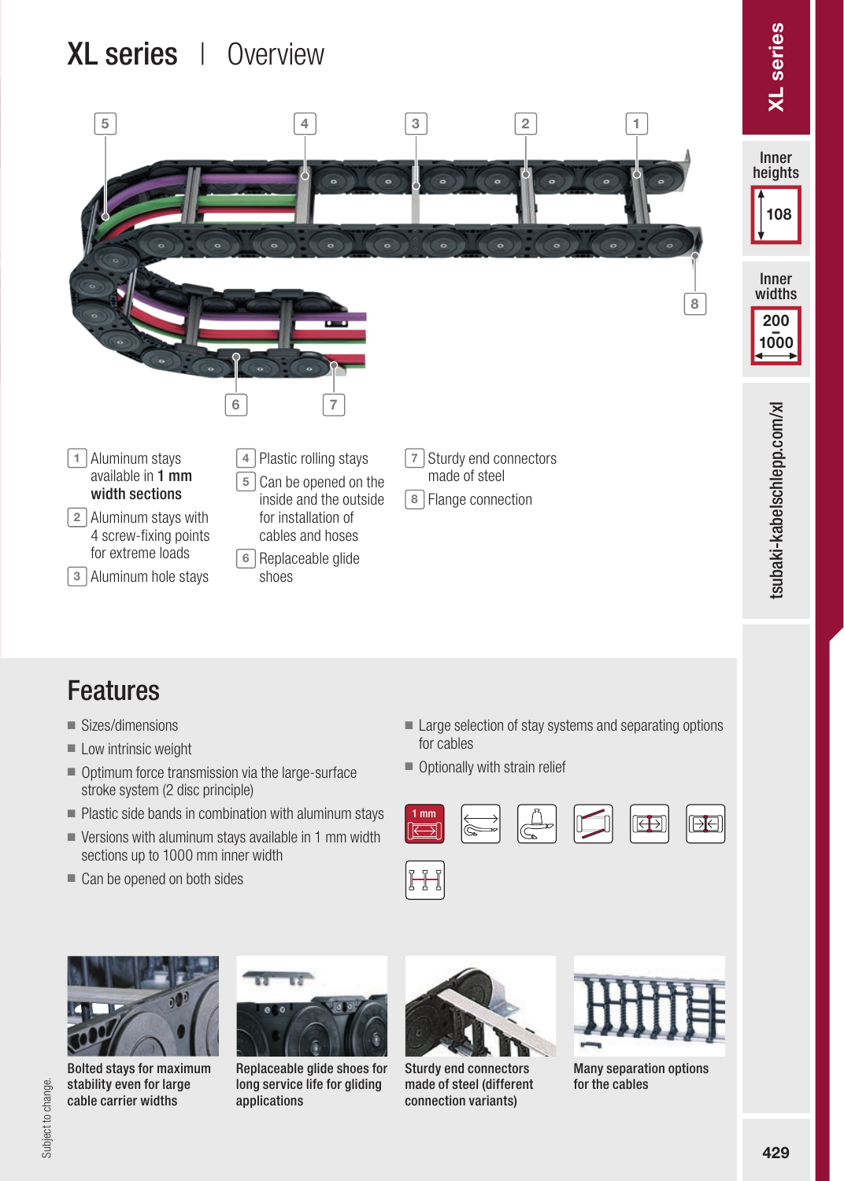# XL series | Overview

1. Aluminum stays available in **1 mm width sections**
2. Aluminum stays with 4 screw-fixing points for extreme loads
3. Aluminum hole stays
4. Plastic rolling stays
5. Can be opened on the inside and the outside for installation of cables and hoses
6. Replaceable glide shoes
7. Sturdy end connectors made of steel
8. Flange connection

Inner heights: 108

Inner widths: 200 – 1000

tsubaki-kabelschlepp.com/xl

## Features

- Sizes/dimensions
- Low intrinsic weight
- Optimum force transmission via the large-surface stroke system (2 disc principle)
- Plastic side bands in combination with aluminum stays
- Versions with aluminum stays available in 1 mm width sections up to 1000 mm inner width
- Can be opened on both sides
- Large selection of stay systems and separating options for cables
- Optionally with strain relief

1 mm

**Bolted stays for maximum stability even for large cable carrier widths**

**Replaceable glide shoes for long service life for gliding applications**

**Sturdy end connectors made of steel (different connection variants)**

**Many separation options for the cables**

Subject to change.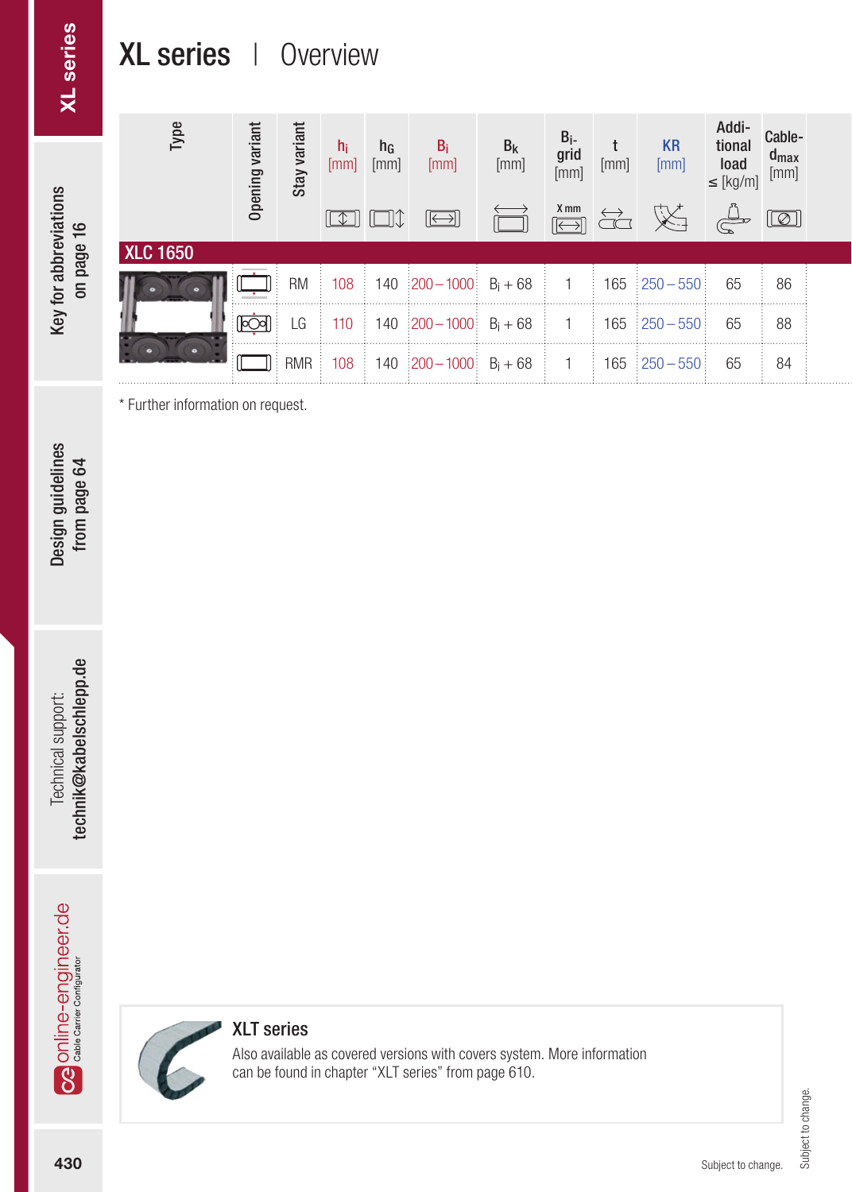# XL series | Overview

| Type | Opening variant | Stay variant | $h_i$ [mm] | $h_G$ [mm] | $B_i$ [mm] | $B_k$ [mm] | $B_i$-grid [mm] | t [mm] | KR [mm] | Additional load ≤ [kg/m] | Cable-$d_{max}$ [mm] |
|---|---|---|---|---|---|---|---|---|---|---|---|
| **XLC 1650** | | | | | | | | | | | |
| | | RM | 108 | 140 | 200 – 1000 | $B_i$ + 68 | 1 | 165 | 250 – 550 | 65 | 86 |
| | | LG | 110 | 140 | 200 – 1000 | $B_i$ + 68 | 1 | 165 | 250 – 550 | 65 | 88 |
| | | RMR | 108 | 140 | 200 – 1000 | $B_i$ + 68 | 1 | 165 | 250 – 550 | 65 | 84 |

* Further information on request.

**XLT series**

Also available as covered versions with covers system. More information can be found in chapter "XLT series" from page 610.

Subject to change.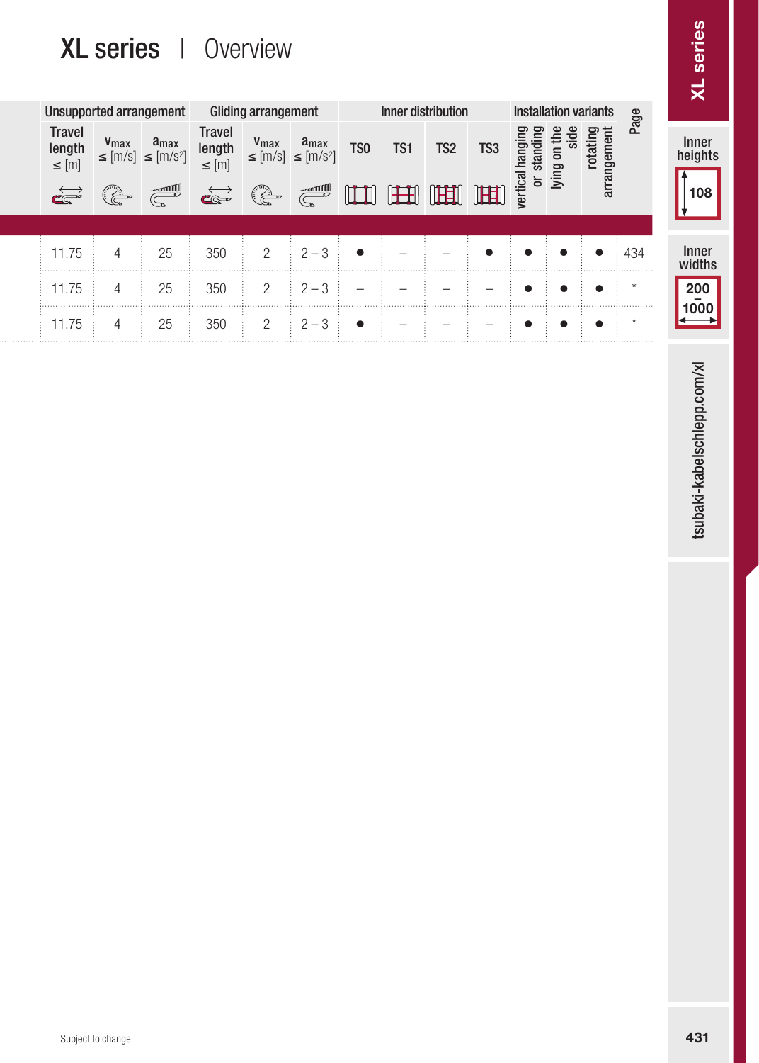# XL series | Overview

| Unsupported arrangement | | | Gliding arrangement | | | Inner distribution | | | | Installation variants | | | Page |
|---|---|---|---|---|---|---|---|---|---|---|---|---|---|
| Travel length ≤ [m] | $v_{max}$ ≤ [m/s] | $a_{max}$ ≤ [m/s²] | Travel length ≤ [m] | $v_{max}$ ≤ [m/s] | $a_{max}$ ≤ [m/s²] | TS0 | TS1 | TS2 | TS3 | vertical hanging or standing | lying on the side | rotating arrangement | |
| 11.75 | 4 | 25 | 350 | 2 | 2 – 3 | ● | – | – | ● | ● | ● | ● | 434 |
| 11.75 | 4 | 25 | 350 | 2 | 2 – 3 | – | – | – | – | ● | ● | ● | * |
| 11.75 | 4 | 25 | 350 | 2 | 2 – 3 | ● | – | – | – | ● | ● | ● | * |

Inner heights: 108

Inner widths: 200 – 1000

tsubaki-kabelschlepp.com/xl

Subject to change.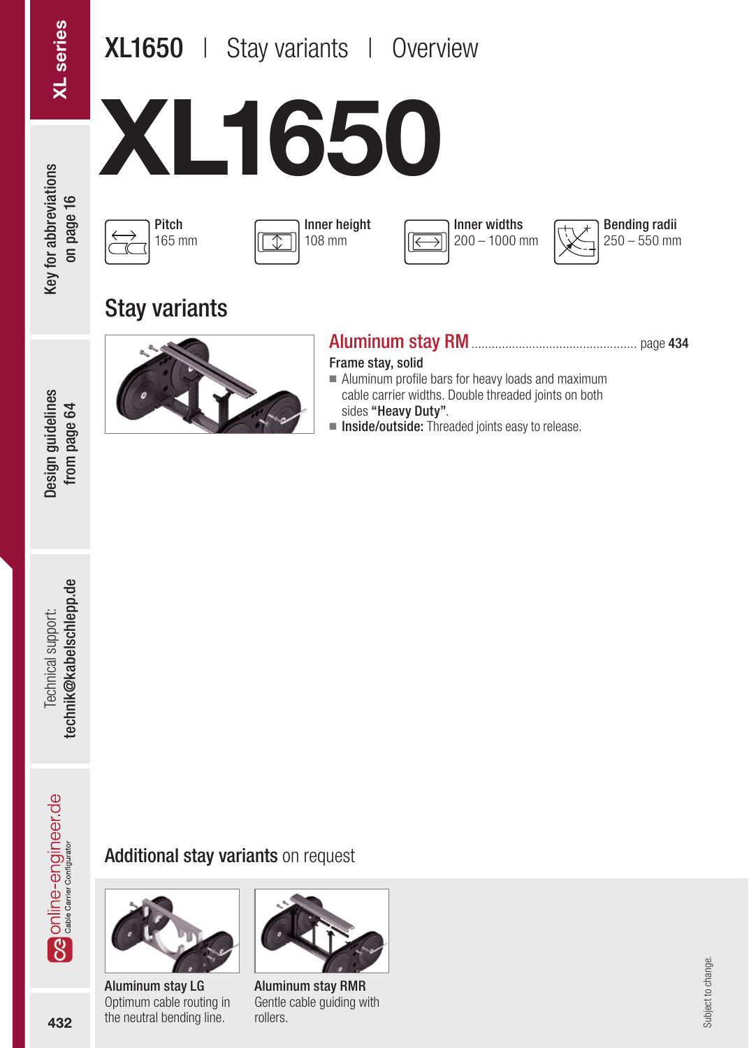# XL1650 | Stay variants | Overview

# XL1650

**Pitch**
165 mm

**Inner height**
108 mm

**Inner widths**
200 – 1000 mm

**Bending radii**
250 – 550 mm

## Stay variants

### Aluminum stay RM ................................................ page 434

**Frame stay, solid**

- Aluminum profile bars for heavy loads and maximum cable carrier widths. Double threaded joints on both sides **"Heavy Duty"**.
- **Inside/outside:** Threaded joints easy to release.

## Additional stay variants on request

**Aluminum stay LG**
Optimum cable routing in the neutral bending line.

**Aluminum stay RMR**
Gentle cable guiding with rollers.

Subject to change.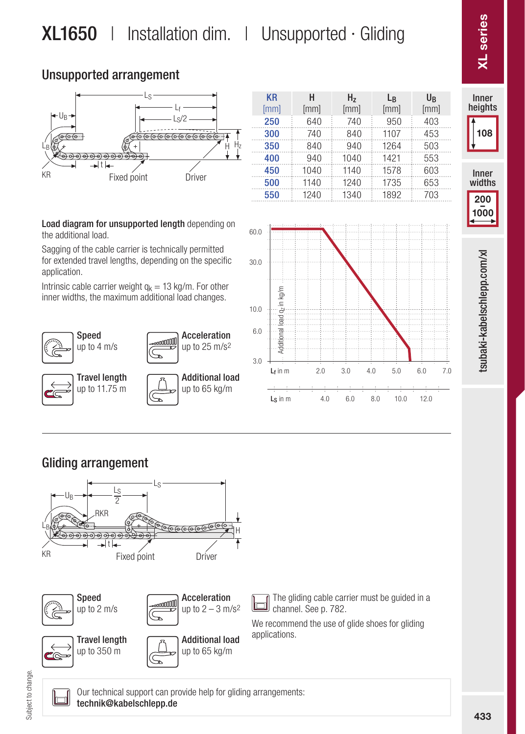# XL1650 | Installation dim. | Unsupported · Gliding

## Unsupported arrangement

| KR [mm] | H [mm] | $H_z$ [mm] | $L_B$ [mm] | $U_B$ [mm] |
|---|---|---|---|---|
| 250 | 640 | 740 | 950 | 403 |
| 300 | 740 | 840 | 1107 | 453 |
| 350 | 840 | 940 | 1264 | 503 |
| 400 | 940 | 1040 | 1421 | 553 |
| 450 | 1040 | 1140 | 1578 | 603 |
| 500 | 1140 | 1240 | 1735 | 653 |
| 550 | 1240 | 1340 | 1892 | 703 |

**Load diagram for unsupported length** depending on the additional load.

Sagging of the cable carrier is technically permitted for extended travel lengths, depending on the specific application.

Intrinsic cable carrier weight $q_k$ = 13 kg/m. For other inner widths, the maximum additional load changes.

**Speed** up to 4 m/s

**Acceleration** up to 25 m/s²

**Travel length** up to 11.75 m

**Additional load** up to 65 kg/m

## Gliding arrangement

**Speed** up to 2 m/s

**Acceleration** up to 2 – 3 m/s²

**Travel length** up to 350 m

**Additional load** up to 65 kg/m

The gliding cable carrier must be guided in a channel. See p. 782.

We recommend the use of glide shoes for gliding applications.

Our technical support can provide help for gliding arrangements:
**technik@kabelschlepp.de**

XL series

Inner heights 108

Inner widths 200 – 1000

tsubaki-kabelschlepp.com/xl

Subject to change.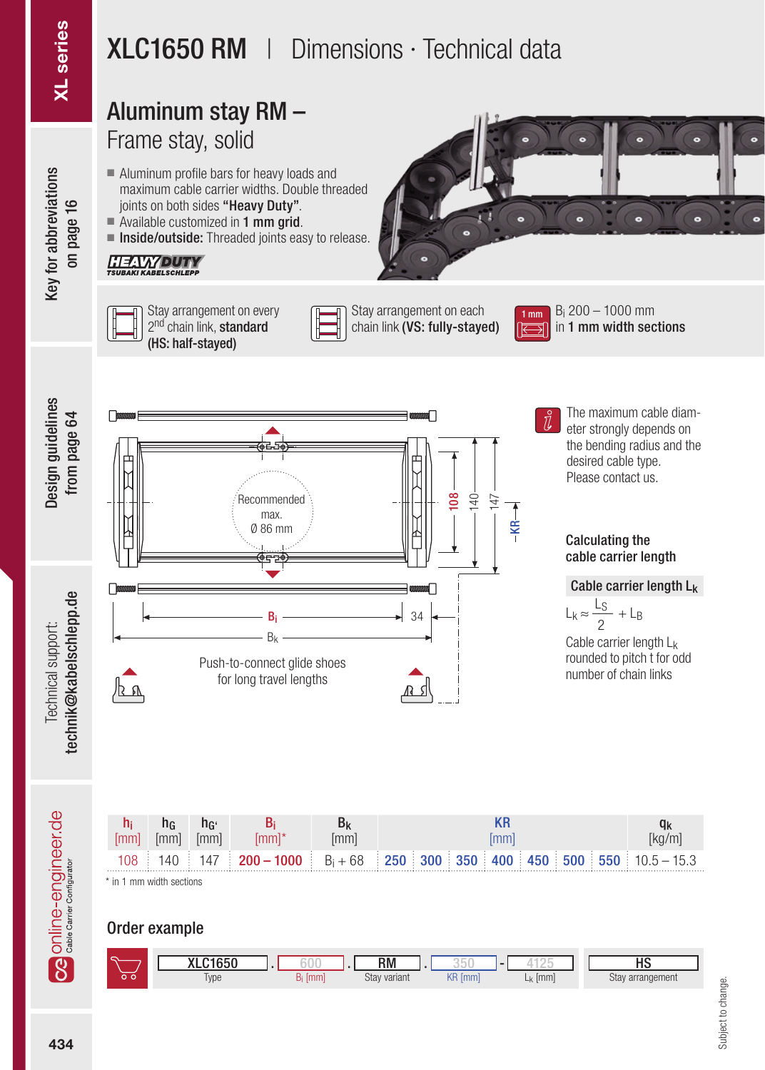# XLC1650 RM | Dimensions · Technical data

## Aluminum stay RM – Frame stay, solid

- Aluminum profile bars for heavy loads and maximum cable carrier widths. Double threaded joints on both sides **"Heavy Duty"**.
- Available customized in **1 mm grid**.
- **Inside/outside:** Threaded joints easy to release.

HEAVY DUTY
TSUBAKI KABELSCHLEPP

Stay arrangement on every 2nd chain link, **standard (HS: half-stayed)**

Stay arrangement on each chain link **(VS: fully-stayed)**

1 mm — $B_i$ 200 – 1000 mm in **1 mm width sections**

Recommended max. Ø 86 mm

108 | 140 | 147 | KR

$B_i$ | 34 | $B_k$

Push-to-connect glide shoes for long travel lengths

The maximum cable diameter strongly depends on the bending radius and the desired cable type. Please contact us.

### Calculating the cable carrier length

**Cable carrier length $L_k$**

$$L_k \approx \frac{L_S}{2} + L_B$$

Cable carrier length $L_k$ rounded to pitch t for odd number of chain links

| $h_i$ [mm] | $h_G$ [mm] | $h_{G'}$ [mm] | $B_i$ [mm]* | $B_k$ [mm] | KR [mm] | | | | | | | $q_k$ [kg/m] |
|---|---|---|---|---|---|---|---|---|---|---|---|---|
| 108 | 140 | 147 | 200 – 1000 | $B_i$ + 68 | 250 | 300 | 350 | 400 | 450 | 500 | 550 | 10.5 – 15.3 |

\* in 1 mm width sections

## Order example

| XLC1650 | . | 600 | . | RM | . | 350 | - | 4125 | | HS |
|---|---|---|---|---|---|---|---|---|---|---|
| Type | | $B_i$ [mm] | | Stay variant | | KR [mm] | | $L_k$ [mm] | | Stay arrangement |

Subject to change.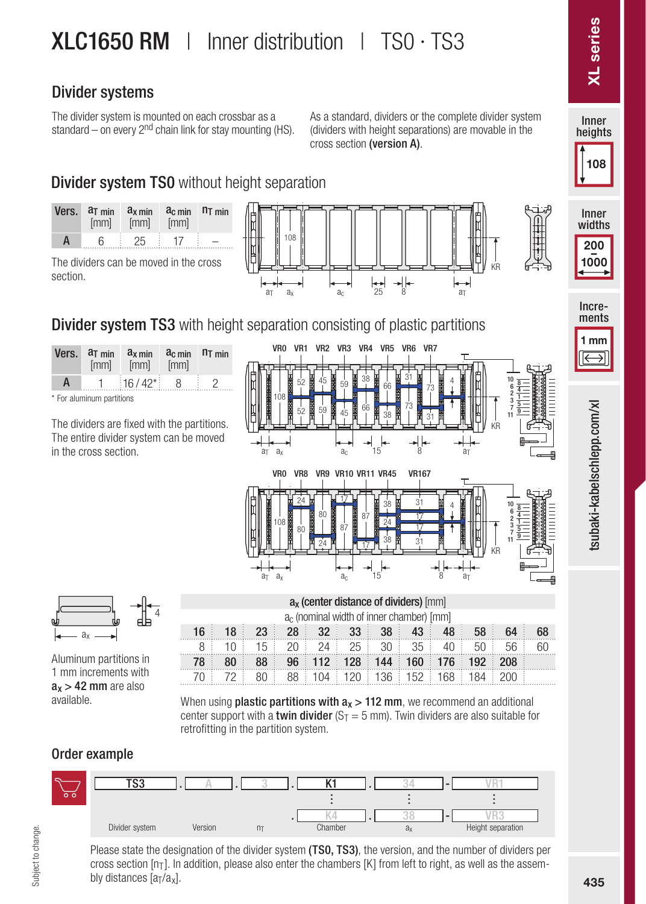# XLC1650 RM | Inner distribution | TS0 · TS3

## Divider systems

The divider system is mounted on each crossbar as a standard – on every 2nd chain link for stay mounting (HS).

As a standard, dividers or the complete divider system (dividers with height separations) are movable in the cross section **(version A)**.

## Divider system TS0 without height separation

| Vers. | $a_{T\,min}$ [mm] | $a_{x\,min}$ [mm] | $a_{c\,min}$ [mm] | $n_{T\,min}$ |
|---|---|---|---|---|
| A | 6 | 25 | 17 | – |

The dividers can be moved in the cross section.

## Divider system TS3 with height separation consisting of plastic partitions

| Vers. | $a_{T\,min}$ [mm] | $a_{x\,min}$ [mm] | $a_{c\,min}$ [mm] | $n_{T\,min}$ |
|---|---|---|---|---|
| A | 1 | 16 / 42* | 8 | 2 |

\* For aluminum partitions

The dividers are fixed with the partitions. The entire divider system can be moved in the cross section.

Aluminum partitions in 1 mm increments with $a_x$ > **42 mm** are also available.

| $a_x$ (center distance of dividers) [mm] | | | | | | | | | | | |
|---|---|---|---|---|---|---|---|---|---|---|---|
| $a_c$ (nominal width of inner chamber) [mm] | | | | | | | | | | | |
| **16** | **18** | **23** | **28** | **32** | **33** | **38** | **43** | **48** | **58** | **64** | **68** |
| 8 | 10 | 15 | 20 | 24 | 25 | 30 | 35 | 40 | 50 | 56 | 60 |
| **78** | **80** | **88** | **96** | **112** | **128** | **144** | **160** | **176** | **192** | **208** | |
| 70 | 72 | 80 | 88 | 104 | 120 | 136 | 152 | 168 | 184 | 200 | |

When using **plastic partitions with $a_x$ > 112 mm**, we recommend an additional center support with a **twin divider** ($S_T$ = 5 mm). Twin dividers are also suitable for retrofitting in the partition system.

## Order example

| TS3 | . | A | . | 3 | . | K1 | . | 34 | - | VR1 |
|---|---|---|---|---|---|---|---|---|---|---|
| | | | | | | ⋮ | | ⋮ | | ⋮ |
| | | | | | . | K4 | . | 38 | - | VR3 |
| Divider system | | Version | | $n_T$ | | Chamber | | $a_x$ | | Height separation |

Please state the designation of the divider system **(TS0, TS3)**, the version, and the number of dividers per cross section [$n_T$]. In addition, please also enter the chambers [K] from left to right, as well as the assembly distances [$a_T$/$a_x$].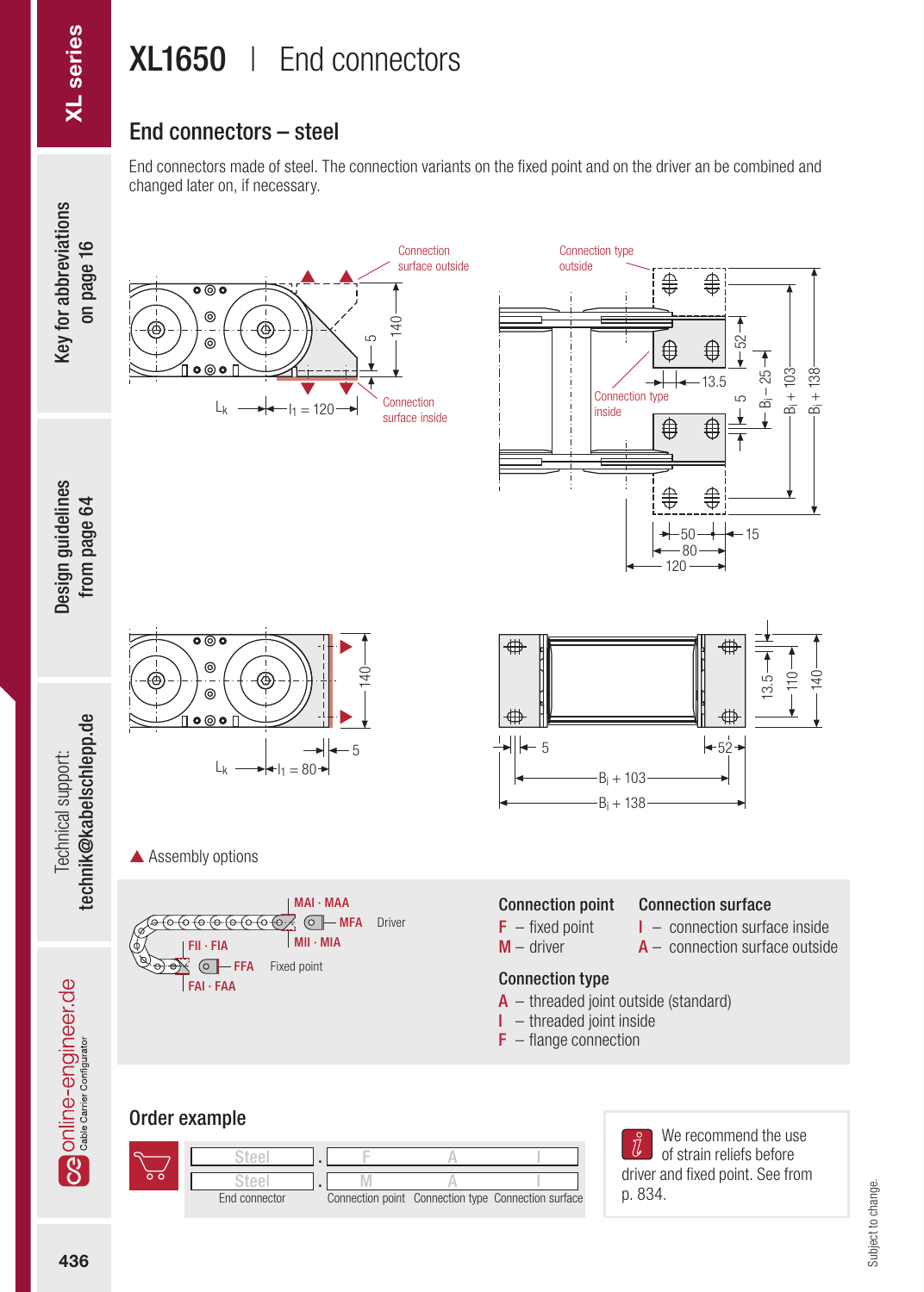# XL1650 | End connectors

## End connectors – steel

End connectors made of steel. The connection variants on the fixed point and on the driver an be combined and changed later on, if necessary.

Connection surface outside

Connection surface inside

Connection type outside

Connection type inside

$L_k$ $l_1 = 120$

$L_k$ $l_1 = 80$

▲ Assembly options

MAI · MAA
MFA Driver
MII · MIA
FII · FIA
FFA Fixed point
FAI · FAA

**Connection point**
- F – fixed point
- M – driver

**Connection surface**
- I – connection surface inside
- A – connection surface outside

**Connection type**
- A – threaded joint outside (standard)
- I – threaded joint inside
- F – flange connection

## Order example

| End connector | | Connection point | Connection type | Connection surface |
|---|---|---|---|---|
| Steel | . | F | A | I |
| Steel | . | M | A | I |

We recommend the use of strain reliefs before driver and fixed point. See from p. 834.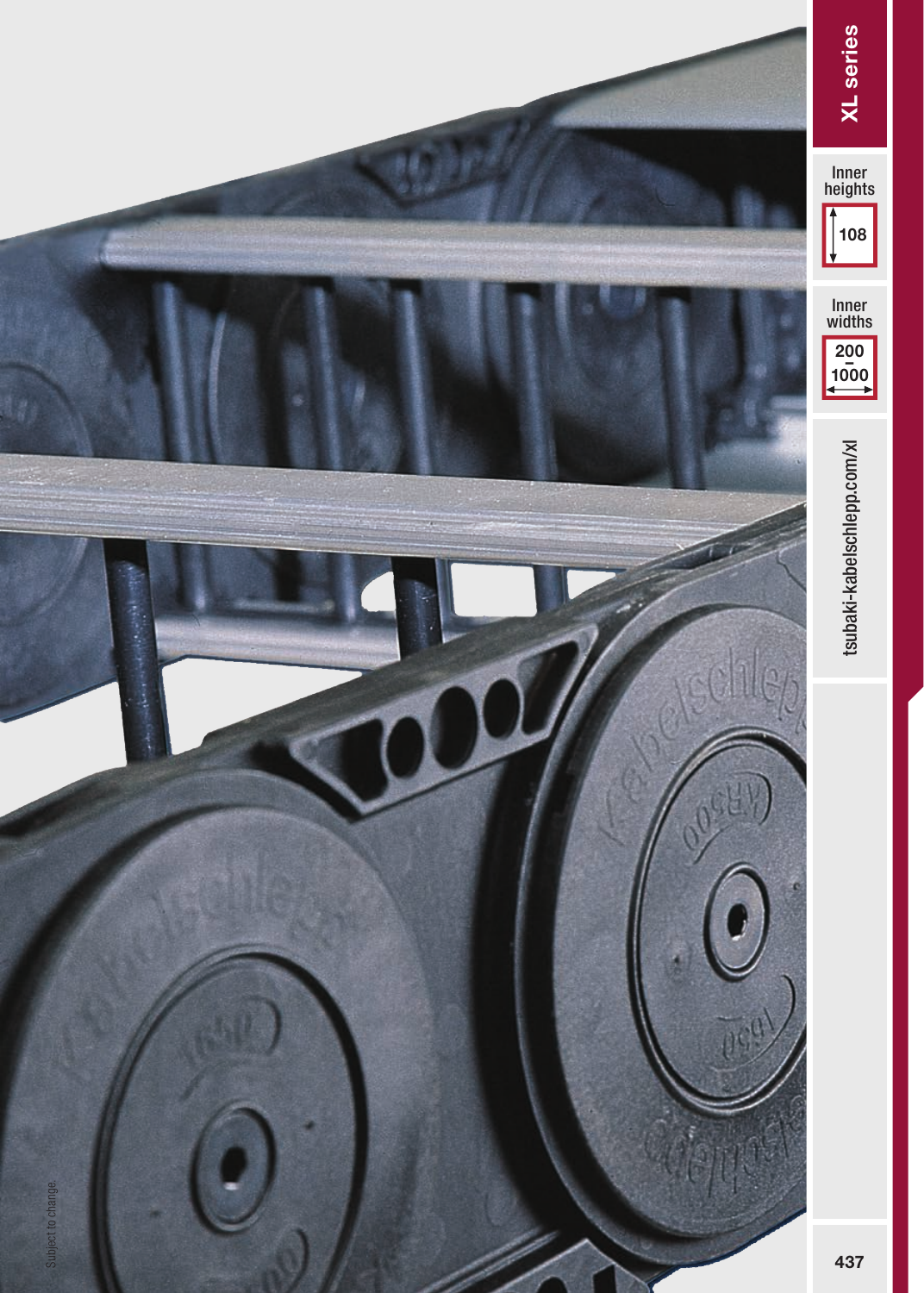# XL series

Inner heights

108

Inner widths

200 – 1000

tsubaki-kabelschlepp.com/xl

Subject to change.